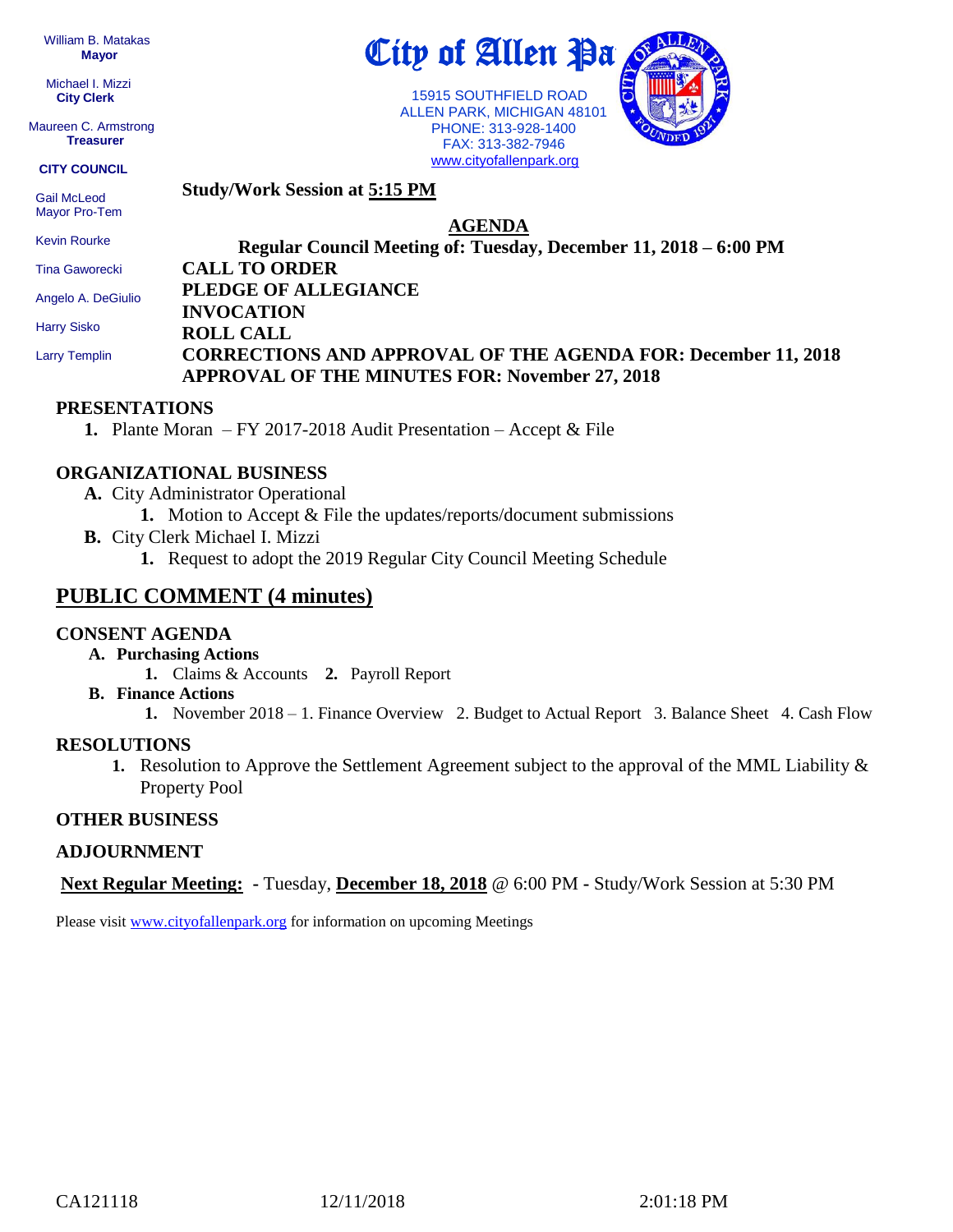William B. Matakas
**Mayor**

Michael I. Mizzi
**City Clerk**

Maureen C. Armstrong
**Treasurer**

**CITY COUNCIL**

Gail McLeod
Mayor Pro-Tem

Kevin Rourke

Tina Gaworecki

Angelo A. DeGiulio

Harry Sisko

Larry Templin

# City of Allen Pa

15915 SOUTHFIELD ROAD
ALLEN PARK, MICHIGAN 48101
PHONE: 313-928-1400
FAX: 313-382-7946
www.cityofallenpark.org

**Study/Work Session at 5:15 PM**

## AGENDA

**Regular Council Meeting of: Tuesday, December 11, 2018 – 6:00 PM**

**CALL TO ORDER**
**PLEDGE OF ALLEGIANCE**
**INVOCATION**
**ROLL CALL**
**CORRECTIONS AND APPROVAL OF THE AGENDA FOR: December 11, 2018**
**APPROVAL OF THE MINUTES FOR: November 27, 2018**

### PRESENTATIONS

1. Plante Moran – FY 2017-2018 Audit Presentation – Accept & File

### ORGANIZATIONAL BUSINESS

- **A.** City Administrator Operational
  1. Motion to Accept & File the updates/reports/document submissions
- **B.** City Clerk Michael I. Mizzi
  1. Request to adopt the 2019 Regular City Council Meeting Schedule

## PUBLIC COMMENT (4 minutes)

### CONSENT AGENDA

- **A. Purchasing Actions**
  - **1.** Claims & Accounts **2.** Payroll Report
- **B. Finance Actions**
  - **1.** November 2018 – 1. Finance Overview 2. Budget to Actual Report 3. Balance Sheet 4. Cash Flow

### RESOLUTIONS

1. Resolution to Approve the Settlement Agreement subject to the approval of the MML Liability & Property Pool

### OTHER BUSINESS

### ADJOURNMENT

**Next Regular Meeting:** - Tuesday, **December 18, 2018** @ 6:00 PM - Study/Work Session at 5:30 PM

Please visit www.cityofallenpark.org for information on upcoming Meetings

CA121118 12/11/2018 2:01:18 PM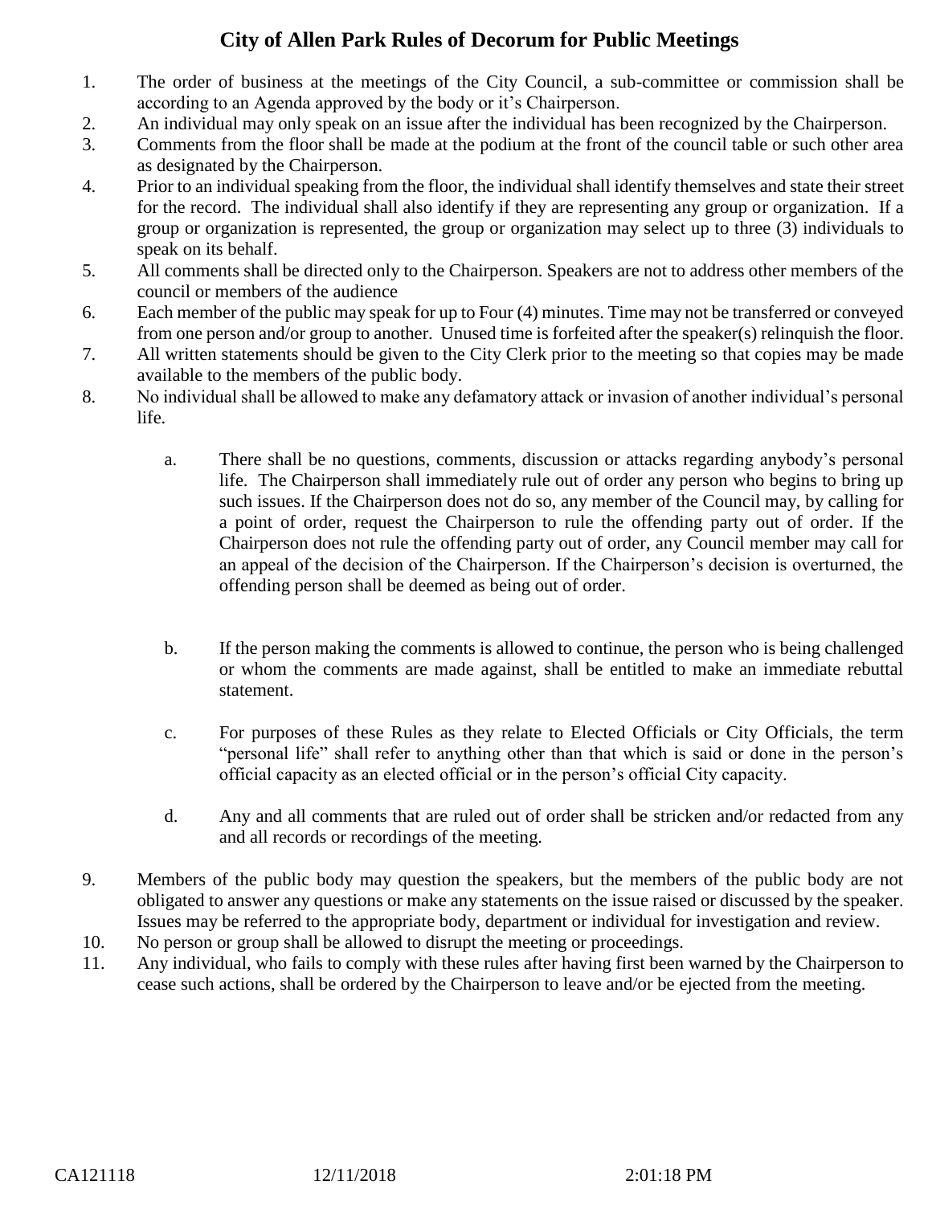# City of Allen Park Rules of Decorum for Public Meetings

1. The order of business at the meetings of the City Council, a sub-committee or commission shall be according to an Agenda approved by the body or it's Chairperson.
2. An individual may only speak on an issue after the individual has been recognized by the Chairperson.
3. Comments from the floor shall be made at the podium at the front of the council table or such other area as designated by the Chairperson.
4. Prior to an individual speaking from the floor, the individual shall identify themselves and state their street for the record. The individual shall also identify if they are representing any group or organization. If a group or organization is represented, the group or organization may select up to three (3) individuals to speak on its behalf.
5. All comments shall be directed only to the Chairperson. Speakers are not to address other members of the council or members of the audience
6. Each member of the public may speak for up to Four (4) minutes. Time may not be transferred or conveyed from one person and/or group to another. Unused time is forfeited after the speaker(s) relinquish the floor.
7. All written statements should be given to the City Clerk prior to the meeting so that copies may be made available to the members of the public body.
8. No individual shall be allowed to make any defamatory attack or invasion of another individual's personal life.

   a. There shall be no questions, comments, discussion or attacks regarding anybody's personal life. The Chairperson shall immediately rule out of order any person who begins to bring up such issues. If the Chairperson does not do so, any member of the Council may, by calling for a point of order, request the Chairperson to rule the offending party out of order. If the Chairperson does not rule the offending party out of order, any Council member may call for an appeal of the decision of the Chairperson. If the Chairperson's decision is overturned, the offending person shall be deemed as being out of order.

   b. If the person making the comments is allowed to continue, the person who is being challenged or whom the comments are made against, shall be entitled to make an immediate rebuttal statement.

   c. For purposes of these Rules as they relate to Elected Officials or City Officials, the term "personal life" shall refer to anything other than that which is said or done in the person's official capacity as an elected official or in the person's official City capacity.

   d. Any and all comments that are ruled out of order shall be stricken and/or redacted from any and all records or recordings of the meeting.

9. Members of the public body may question the speakers, but the members of the public body are not obligated to answer any questions or make any statements on the issue raised or discussed by the speaker. Issues may be referred to the appropriate body, department or individual for investigation and review.
10. No person or group shall be allowed to disrupt the meeting or proceedings.
11. Any individual, who fails to comply with these rules after having first been warned by the Chairperson to cease such actions, shall be ordered by the Chairperson to leave and/or be ejected from the meeting.